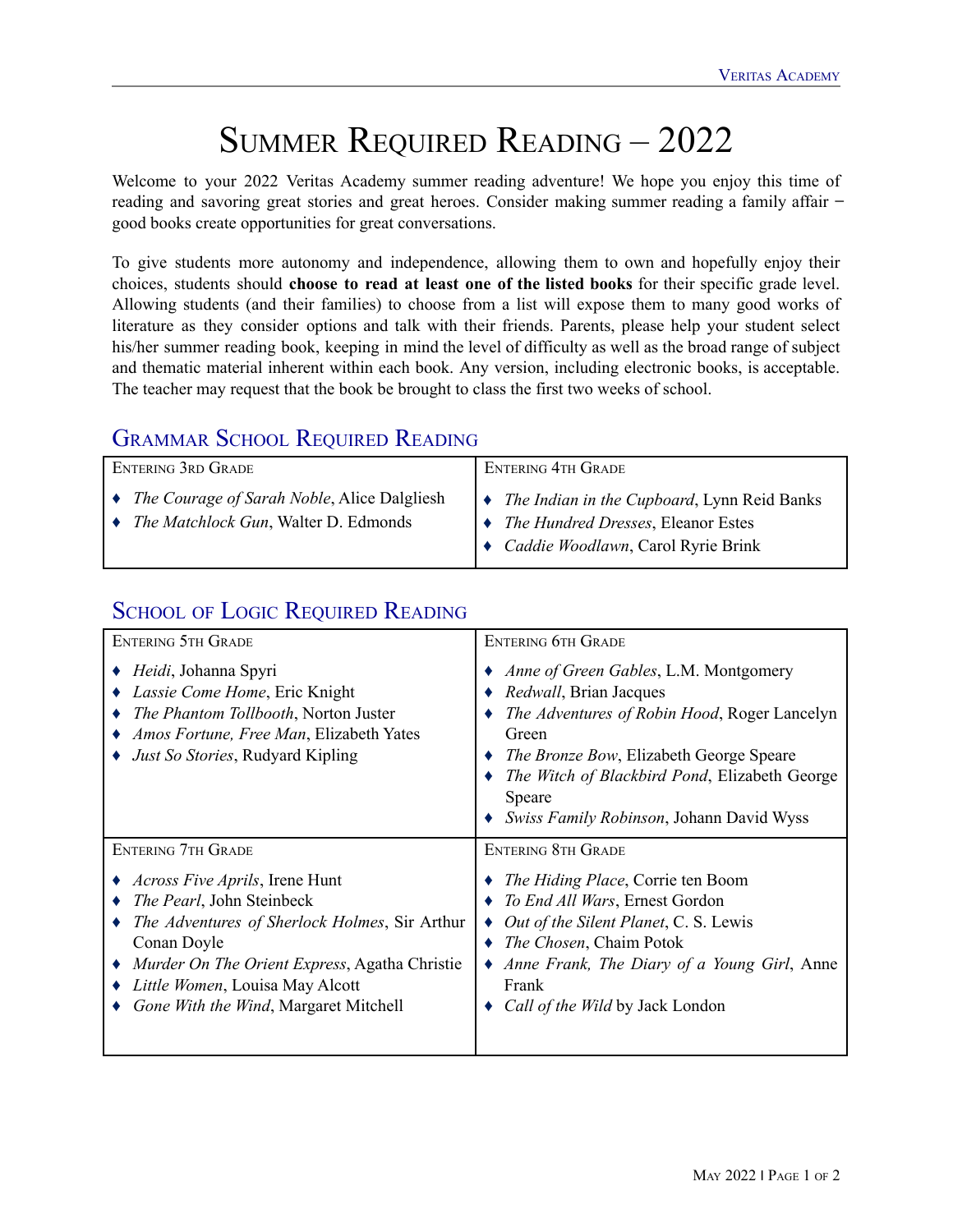# Summer Required Reading – 2022

Welcome to your 2022 Veritas Academy summer reading adventure! We hope you enjoy this time of reading and savoring great stories and great heroes. Consider making summer reading a family affair − good books create opportunities for great conversations.

To give students more autonomy and independence, allowing them to own and hopefully enjoy their choices, students should **choose to read at least one of the listed books** for their specific grade level. Allowing students (and their families) to choose from a list will expose them to many good works of literature as they consider options and talk with their friends. Parents, please help your student select his/her summer reading book, keeping in mind the level of difficulty as well as the broad range of subject and thematic material inherent within each book. Any version, including electronic books, is acceptable. The teacher may request that the book be brought to class the first two weeks of school.

## Grammar School Required Reading

| Entering 3rd Grade | Entering 4th Grade |
|---|---|
| ♦ *The Courage of Sarah Noble*, Alice Dalgliesh<br>♦ *The Matchlock Gun*, Walter D. Edmonds | ♦ *The Indian in the Cupboard*, Lynn Reid Banks<br>♦ *The Hundred Dresses*, Eleanor Estes<br>♦ *Caddie Woodlawn*, Carol Ryrie Brink |

## School of Logic Required Reading

| Entering 5th Grade | Entering 6th Grade |
|---|---|
| ♦ *Heidi*, Johanna Spyri<br>♦ *Lassie Come Home*, Eric Knight<br>♦ *The Phantom Tollbooth*, Norton Juster<br>♦ *Amos Fortune, Free Man*, Elizabeth Yates<br>♦ *Just So Stories*, Rudyard Kipling | ♦ *Anne of Green Gables*, L.M. Montgomery<br>♦ *Redwall*, Brian Jacques<br>♦ *The Adventures of Robin Hood*, Roger Lancelyn Green<br>♦ *The Bronze Bow*, Elizabeth George Speare<br>♦ *The Witch of Blackbird Pond*, Elizabeth George Speare<br>♦ *Swiss Family Robinson*, Johann David Wyss |
| **Entering 7th Grade** | **Entering 8th Grade** |
| ♦ *Across Five Aprils*, Irene Hunt<br>♦ *The Pearl*, John Steinbeck<br>♦ *The Adventures of Sherlock Holmes*, Sir Arthur Conan Doyle<br>♦ *Murder On The Orient Express*, Agatha Christie<br>♦ *Little Women*, Louisa May Alcott<br>♦ *Gone With the Wind*, Margaret Mitchell | ♦ *The Hiding Place*, Corrie ten Boom<br>♦ *To End All Wars*, Ernest Gordon<br>♦ *Out of the Silent Planet*, C. S. Lewis<br>♦ *The Chosen*, Chaim Potok<br>♦ *Anne Frank, The Diary of a Young Girl*, Anne Frank<br>♦ *Call of the Wild* by Jack London |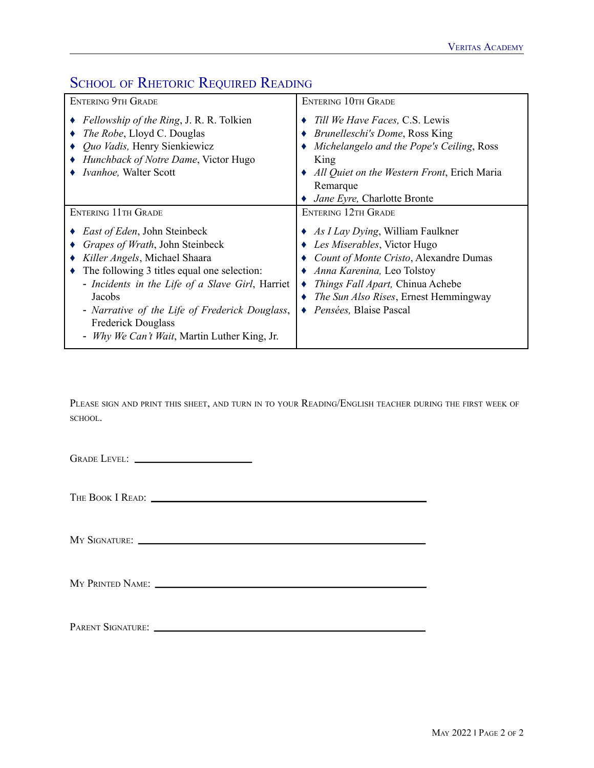## School of Rhetoric Required Reading

| Entering 9th Grade | Entering 10th Grade |
|---|---|
| ♦ *Fellowship of the Ring*, J. R. R. Tolkien<br>♦ *The Robe*, Lloyd C. Douglas<br>♦ *Quo Vadis,* Henry Sienkiewicz<br>♦ *Hunchback of Notre Dame*, Victor Hugo<br>♦ *Ivanhoe,* Walter Scott | ♦ *Till We Have Faces,* C.S. Lewis<br>♦ *Brunelleschi's Dome*, Ross King<br>♦ *Michelangelo and the Pope's Ceiling*, Ross King<br>♦ *All Quiet on the Western Front*, Erich Maria Remarque<br>♦ *Jane Eyre,* Charlotte Bronte |
| **Entering 11th Grade** | **Entering 12th Grade** |
| ♦ *East of Eden*, John Steinbeck<br>♦ *Grapes of Wrath*, John Steinbeck<br>♦ *Killer Angels*, Michael Shaara<br>♦ The following 3 titles equal one selection:<br>- *Incidents in the Life of a Slave Girl*, Harriet Jacobs<br>- *Narrative of the Life of Frederick Douglass*, Frederick Douglass<br>- *Why We Can't Wait*, Martin Luther King, Jr. | ♦ *As I Lay Dying*, William Faulkner<br>♦ *Les Miserables*, Victor Hugo<br>♦ *Count of Monte Cristo*, Alexandre Dumas<br>♦ *Anna Karenina,* Leo Tolstoy<br>♦ *Things Fall Apart,* Chinua Achebe<br>♦ *The Sun Also Rises*, Ernest Hemmingway<br>♦ *Pensées,* Blaise Pascal |

Please sign and print this sheet, and turn in to your Reading/English teacher during the first week of school.

Grade Level: ____________________

The Book I Read: ____________________________________________

My Signature: ____________________________________________

My Printed Name: ____________________________________________

Parent Signature: ____________________________________________